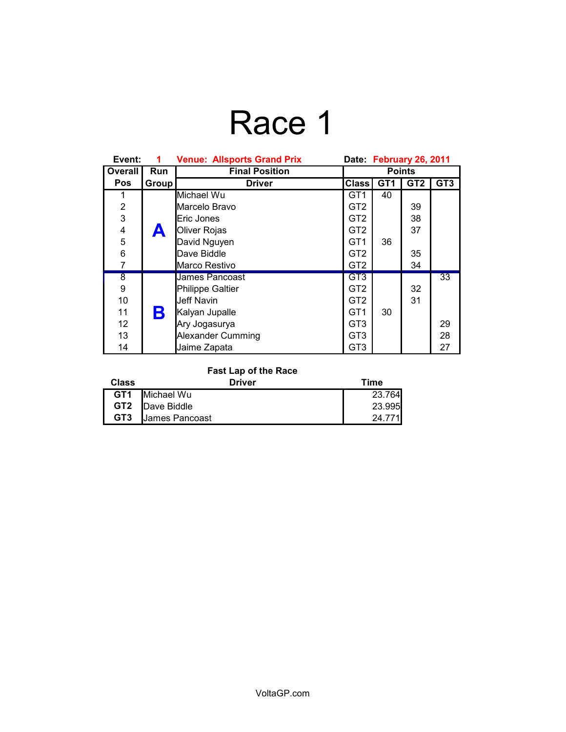# Race 1

**Event:** 1 **Venue: Allsports Grand Prix** **Date:** February 26, 2011

| Overall Pos | Run Group | Final Position Driver | Points Class | GT1 | GT2 | GT3 |
|---|---|---|---|---|---|---|
| 1 | A | Michael Wu | GT1 | 40 | | |
| 2 | | Marcelo Bravo | GT2 | | 39 | |
| 3 | | Eric Jones | GT2 | | 38 | |
| 4 | | Oliver Rojas | GT2 | | 37 | |
| 5 | | David Nguyen | GT1 | 36 | | |
| 6 | | Dave Biddle | GT2 | | 35 | |
| 7 | | Marco Restivo | GT2 | | 34 | |
| 8 | B | James Pancoast | GT3 | | | 33 |
| 9 | | Philippe Galtier | GT2 | | 32 | |
| 10 | | Jeff Navin | GT2 | | 31 | |
| 11 | | Kalyan Jupalle | GT1 | 30 | | |
| 12 | | Ary Jogasurya | GT3 | | | 29 |
| 13 | | Alexander Cumming | GT3 | | | 28 |
| 14 | | Jaime Zapata | GT3 | | | 27 |

**Fast Lap of the Race**

| Class | Driver | Time |
|---|---|---|
| GT1 | Michael Wu | 23.764 |
| GT2 | Dave Biddle | 23.995 |
| GT3 | James Pancoast | 24.771 |

VoltaGP.com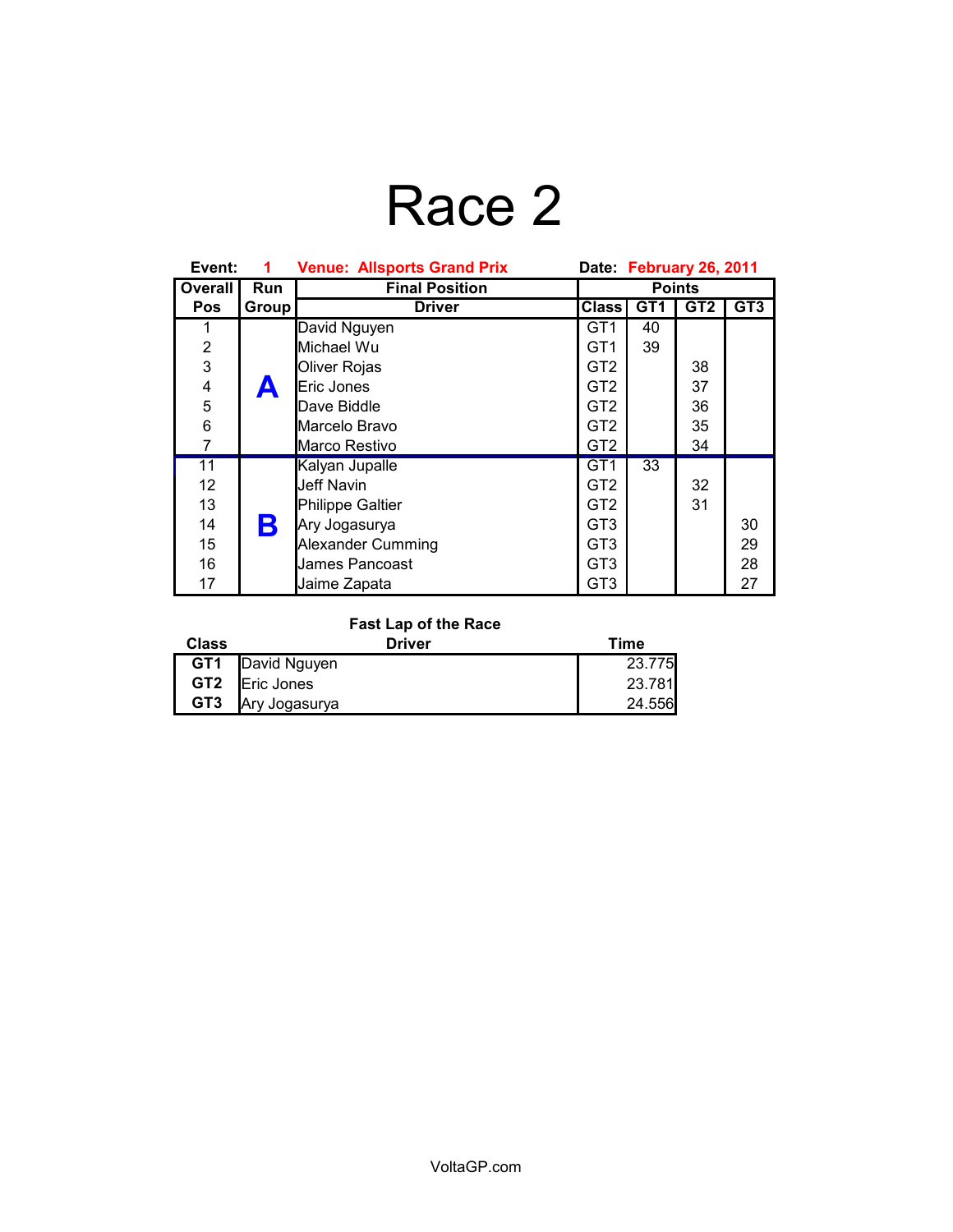# Race 2

**Event:** 1 **Venue: Allsports Grand Prix** **Date: February 26, 2011**

| Overall Pos | Run Group | Final Position Driver | Class | Points GT1 | Points GT2 | Points GT3 |
|---|---|---|---|---|---|---|
| 1 | A | David Nguyen | GT1 | 40 | | |
| 2 | | Michael Wu | GT1 | 39 | | |
| 3 | | Oliver Rojas | GT2 | | 38 | |
| 4 | | Eric Jones | GT2 | | 37 | |
| 5 | | Dave Biddle | GT2 | | 36 | |
| 6 | | Marcelo Bravo | GT2 | | 35 | |
| 7 | | Marco Restivo | GT2 | | 34 | |
| 11 | B | Kalyan Jupalle | GT1 | 33 | | |
| 12 | | Jeff Navin | GT2 | | 32 | |
| 13 | | Philippe Galtier | GT2 | | 31 | |
| 14 | | Ary Jogasurya | GT3 | | | 30 |
| 15 | | Alexander Cumming | GT3 | | | 29 |
| 16 | | James Pancoast | GT3 | | | 28 |
| 17 | | Jaime Zapata | GT3 | | | 27 |

**Fast Lap of the Race**

| Class | Driver | Time |
|---|---|---|
| **GT1** | David Nguyen | 23.775 |
| **GT2** | Eric Jones | 23.781 |
| **GT3** | Ary Jogasurya | 24.556 |

VoltaGP.com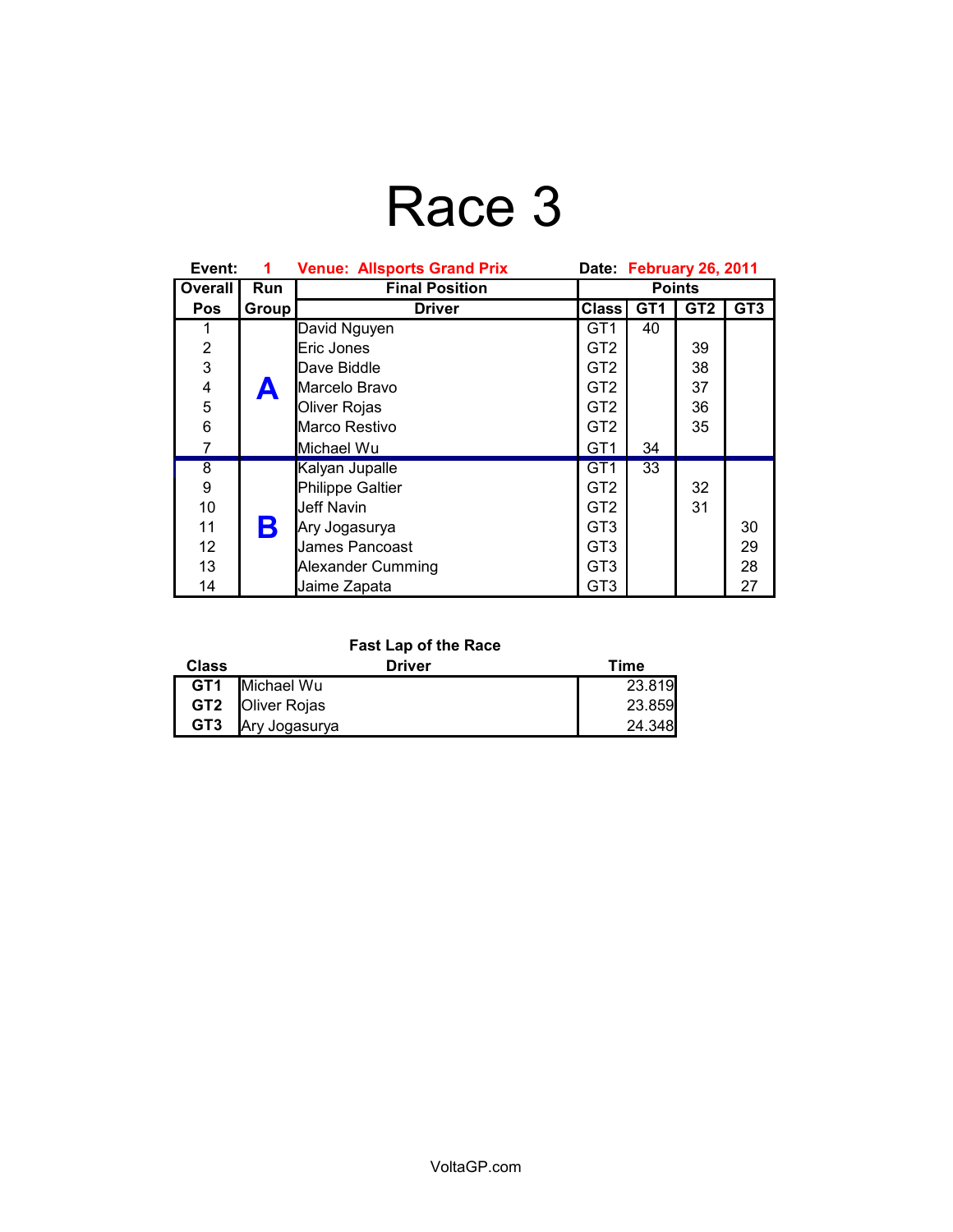# Race 3

**Event:** 1 **Venue: Allsports Grand Prix** **Date:** February 26, 2011

| Overall Pos | Run Group | Final Position Driver | Class | Points GT1 | Points GT2 | Points GT3 |
|---|---|---|---|---|---|---|
| 1 | A | David Nguyen | GT1 | 40 | | |
| 2 | | Eric Jones | GT2 | | 39 | |
| 3 | | Dave Biddle | GT2 | | 38 | |
| 4 | | Marcelo Bravo | GT2 | | 37 | |
| 5 | | Oliver Rojas | GT2 | | 36 | |
| 6 | | Marco Restivo | GT2 | | 35 | |
| 7 | | Michael Wu | GT1 | 34 | | |
| 8 | B | Kalyan Jupalle | GT1 | 33 | | |
| 9 | | Philippe Galtier | GT2 | | 32 | |
| 10 | | Jeff Navin | GT2 | | 31 | |
| 11 | | Ary Jogasurya | GT3 | | | 30 |
| 12 | | James Pancoast | GT3 | | | 29 |
| 13 | | Alexander Cumming | GT3 | | | 28 |
| 14 | | Jaime Zapata | GT3 | | | 27 |

**Fast Lap of the Race**

| Class | Driver | Time |
|---|---|---|
| **GT1** | Michael Wu | 23.819 |
| **GT2** | Oliver Rojas | 23.859 |
| **GT3** | Ary Jogasurya | 24.348 |

VoltaGP.com